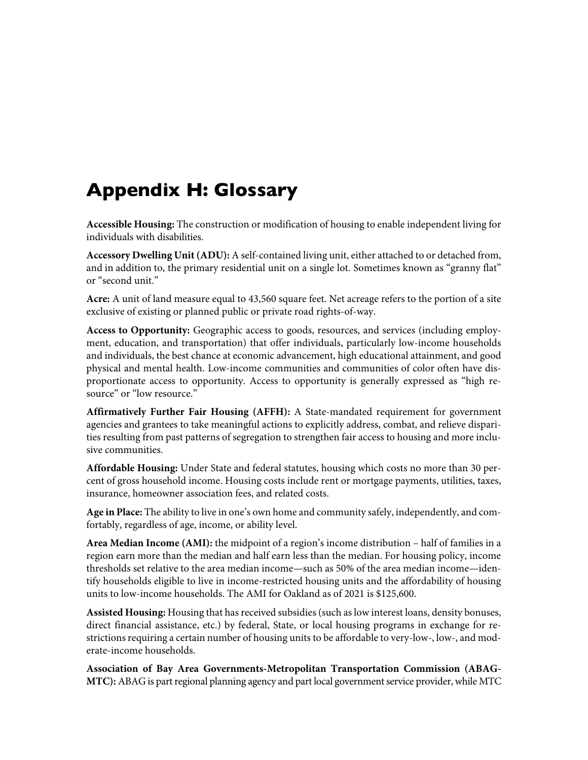# Appendix H: Glossary

**Accessible Housing:** The construction or modification of housing to enable independent living for individuals with disabilities.

**Accessory Dwelling Unit (ADU):** A self-contained living unit, either attached to or detached from, and in addition to, the primary residential unit on a single lot. Sometimes known as "granny flat" or "second unit."

**Acre:** A unit of land measure equal to 43,560 square feet. Net acreage refers to the portion of a site exclusive of existing or planned public or private road rights-of-way.

**Access to Opportunity:** Geographic access to goods, resources, and services (including employment, education, and transportation) that offer individuals, particularly low-income households and individuals, the best chance at economic advancement, high educational attainment, and good physical and mental health. Low-income communities and communities of color often have disproportionate access to opportunity. Access to opportunity is generally expressed as "high resource" or "low resource."

**Affirmatively Further Fair Housing (AFFH):** A State-mandated requirement for government agencies and grantees to take meaningful actions to explicitly address, combat, and relieve disparities resulting from past patterns of segregation to strengthen fair access to housing and more inclusive communities.

**Affordable Housing:** Under State and federal statutes, housing which costs no more than 30 percent of gross household income. Housing costs include rent or mortgage payments, utilities, taxes, insurance, homeowner association fees, and related costs.

**Age in Place:** The ability to live in one's own home and community safely, independently, and comfortably, regardless of age, income, or ability level.

**Area Median Income (AMI):** the midpoint of a region's income distribution – half of families in a region earn more than the median and half earn less than the median. For housing policy, income thresholds set relative to the area median income—such as 50% of the area median income—identify households eligible to live in income-restricted housing units and the affordability of housing units to low-income households. The AMI for Oakland as of 2021 is $125,600.

**Assisted Housing:** Housing that has received subsidies (such as low interest loans, density bonuses, direct financial assistance, etc.) by federal, State, or local housing programs in exchange for restrictions requiring a certain number of housing units to be affordable to very-low-, low-, and moderate-income households.

**Association of Bay Area Governments-Metropolitan Transportation Commission (ABAG-MTC):** ABAG is part regional planning agency and part local government service provider, while MTC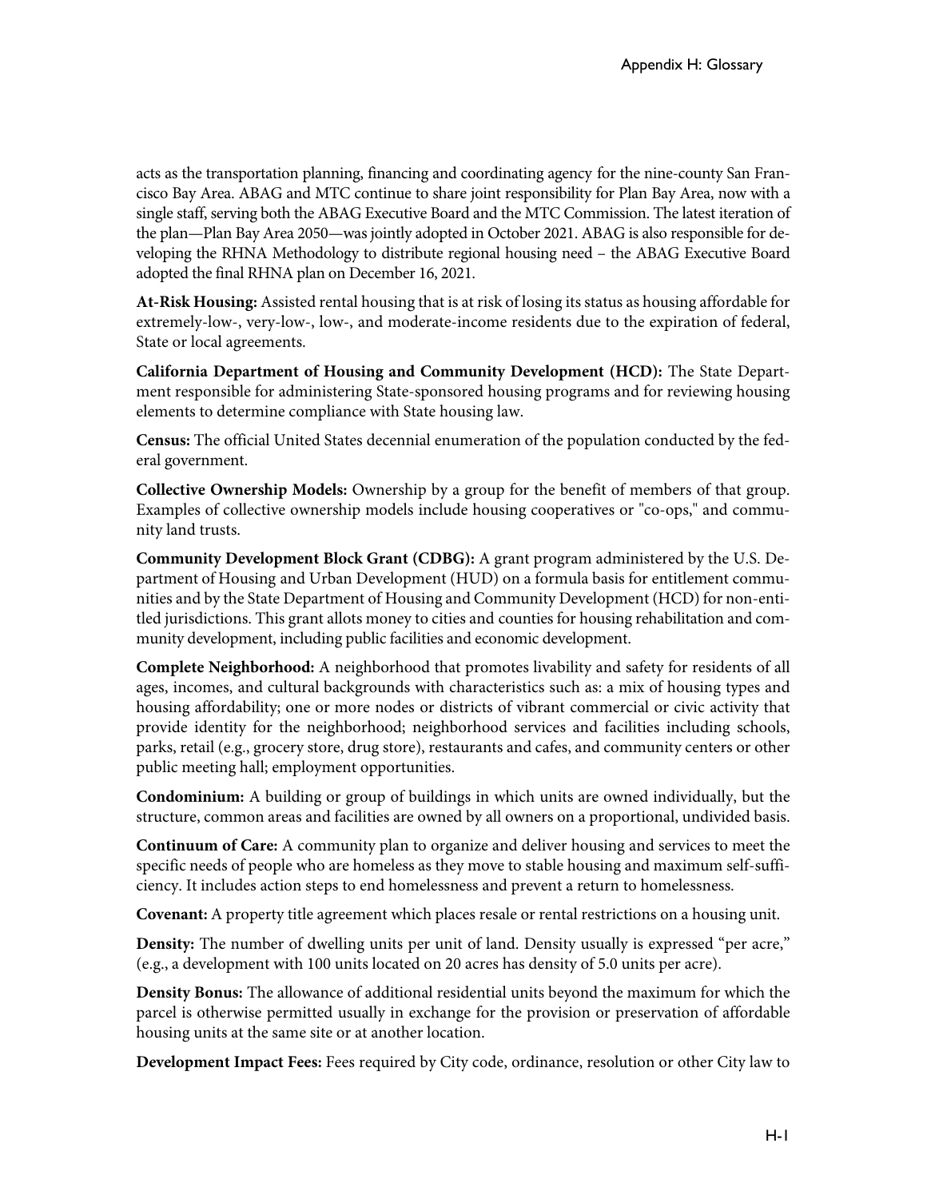acts as the transportation planning, financing and coordinating agency for the nine-county San Francisco Bay Area. ABAG and MTC continue to share joint responsibility for Plan Bay Area, now with a single staff, serving both the ABAG Executive Board and the MTC Commission. The latest iteration of the plan—Plan Bay Area 2050—was jointly adopted in October 2021. ABAG is also responsible for developing the RHNA Methodology to distribute regional housing need – the ABAG Executive Board adopted the final RHNA plan on December 16, 2021.

**At-Risk Housing:** Assisted rental housing that is at risk of losing its status as housing affordable for extremely-low-, very-low-, low-, and moderate-income residents due to the expiration of federal, State or local agreements.

**California Department of Housing and Community Development (HCD):** The State Department responsible for administering State-sponsored housing programs and for reviewing housing elements to determine compliance with State housing law.

**Census:** The official United States decennial enumeration of the population conducted by the federal government.

**Collective Ownership Models:** Ownership by a group for the benefit of members of that group. Examples of collective ownership models include housing cooperatives or "co-ops," and community land trusts.

**Community Development Block Grant (CDBG):** A grant program administered by the U.S. Department of Housing and Urban Development (HUD) on a formula basis for entitlement communities and by the State Department of Housing and Community Development (HCD) for non-entitled jurisdictions. This grant allots money to cities and counties for housing rehabilitation and community development, including public facilities and economic development.

**Complete Neighborhood:** A neighborhood that promotes livability and safety for residents of all ages, incomes, and cultural backgrounds with characteristics such as: a mix of housing types and housing affordability; one or more nodes or districts of vibrant commercial or civic activity that provide identity for the neighborhood; neighborhood services and facilities including schools, parks, retail (e.g., grocery store, drug store), restaurants and cafes, and community centers or other public meeting hall; employment opportunities.

**Condominium:** A building or group of buildings in which units are owned individually, but the structure, common areas and facilities are owned by all owners on a proportional, undivided basis.

**Continuum of Care:** A community plan to organize and deliver housing and services to meet the specific needs of people who are homeless as they move to stable housing and maximum self-sufficiency. It includes action steps to end homelessness and prevent a return to homelessness.

**Covenant:** A property title agreement which places resale or rental restrictions on a housing unit.

**Density:** The number of dwelling units per unit of land. Density usually is expressed "per acre," (e.g., a development with 100 units located on 20 acres has density of 5.0 units per acre).

**Density Bonus:** The allowance of additional residential units beyond the maximum for which the parcel is otherwise permitted usually in exchange for the provision or preservation of affordable housing units at the same site or at another location.

**Development Impact Fees:** Fees required by City code, ordinance, resolution or other City law to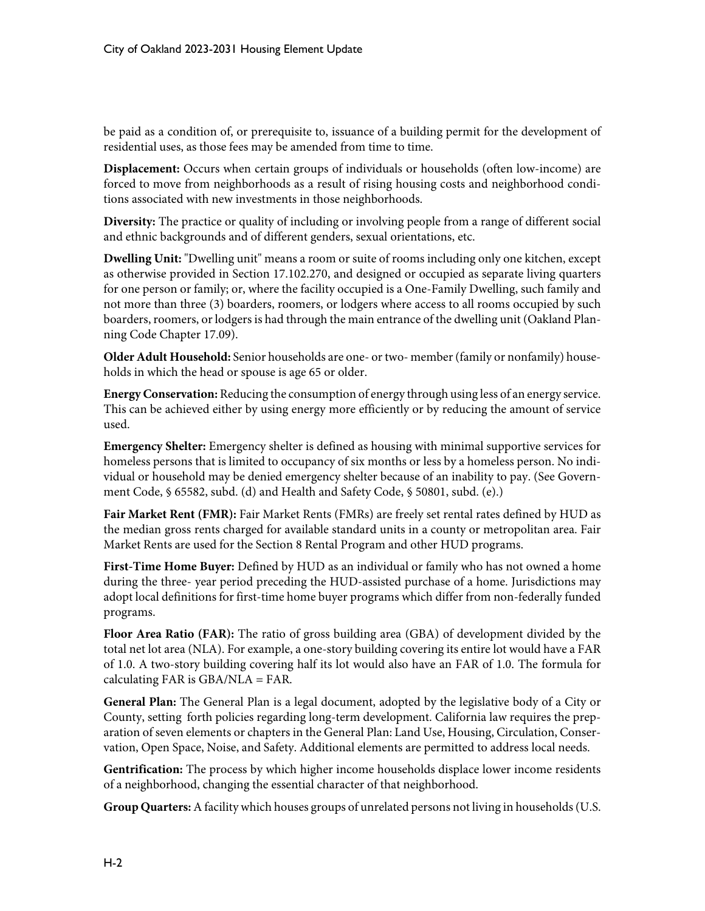be paid as a condition of, or prerequisite to, issuance of a building permit for the development of residential uses, as those fees may be amended from time to time.

**Displacement:** Occurs when certain groups of individuals or households (often low-income) are forced to move from neighborhoods as a result of rising housing costs and neighborhood conditions associated with new investments in those neighborhoods.

**Diversity:** The practice or quality of including or involving people from a range of different social and ethnic backgrounds and of different genders, sexual orientations, etc.

**Dwelling Unit:** "Dwelling unit" means a room or suite of rooms including only one kitchen, except as otherwise provided in Section 17.102.270, and designed or occupied as separate living quarters for one person or family; or, where the facility occupied is a One-Family Dwelling, such family and not more than three (3) boarders, roomers, or lodgers where access to all rooms occupied by such boarders, roomers, or lodgers is had through the main entrance of the dwelling unit (Oakland Planning Code Chapter 17.09).

**Older Adult Household:** Senior households are one- or two- member (family or nonfamily) households in which the head or spouse is age 65 or older.

**Energy Conservation:** Reducing the consumption of energy through using less of an energy service. This can be achieved either by using energy more efficiently or by reducing the amount of service used.

**Emergency Shelter:** Emergency shelter is defined as housing with minimal supportive services for homeless persons that is limited to occupancy of six months or less by a homeless person. No individual or household may be denied emergency shelter because of an inability to pay. (See Government Code, § 65582, subd. (d) and Health and Safety Code, § 50801, subd. (e).)

**Fair Market Rent (FMR):** Fair Market Rents (FMRs) are freely set rental rates defined by HUD as the median gross rents charged for available standard units in a county or metropolitan area. Fair Market Rents are used for the Section 8 Rental Program and other HUD programs.

**First-Time Home Buyer:** Defined by HUD as an individual or family who has not owned a home during the three- year period preceding the HUD-assisted purchase of a home. Jurisdictions may adopt local definitions for first-time home buyer programs which differ from non-federally funded programs.

**Floor Area Ratio (FAR):** The ratio of gross building area (GBA) of development divided by the total net lot area (NLA). For example, a one-story building covering its entire lot would have a FAR of 1.0. A two-story building covering half its lot would also have an FAR of 1.0. The formula for calculating FAR is GBA/NLA = FAR.

**General Plan:** The General Plan is a legal document, adopted by the legislative body of a City or County, setting forth policies regarding long-term development. California law requires the preparation of seven elements or chapters in the General Plan: Land Use, Housing, Circulation, Conservation, Open Space, Noise, and Safety. Additional elements are permitted to address local needs.

**Gentrification:** The process by which higher income households displace lower income residents of a neighborhood, changing the essential character of that neighborhood.

**Group Quarters:** A facility which houses groups of unrelated persons not living in households (U.S.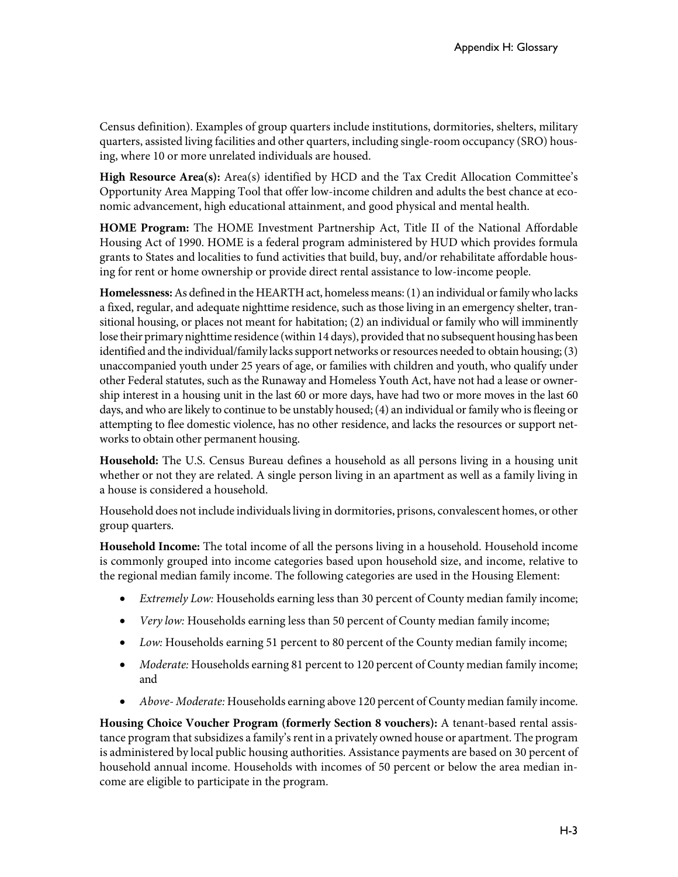Census definition). Examples of group quarters include institutions, dormitories, shelters, military quarters, assisted living facilities and other quarters, including single-room occupancy (SRO) housing, where 10 or more unrelated individuals are housed.

**High Resource Area(s):** Area(s) identified by HCD and the Tax Credit Allocation Committee's Opportunity Area Mapping Tool that offer low-income children and adults the best chance at economic advancement, high educational attainment, and good physical and mental health.

**HOME Program:** The HOME Investment Partnership Act, Title II of the National Affordable Housing Act of 1990. HOME is a federal program administered by HUD which provides formula grants to States and localities to fund activities that build, buy, and/or rehabilitate affordable housing for rent or home ownership or provide direct rental assistance to low-income people.

**Homelessness:** As defined in the HEARTH act, homeless means: (1) an individual or family who lacks a fixed, regular, and adequate nighttime residence, such as those living in an emergency shelter, transitional housing, or places not meant for habitation; (2) an individual or family who will imminently lose their primary nighttime residence (within 14 days), provided that no subsequent housing has been identified and the individual/family lacks support networks or resources needed to obtain housing; (3) unaccompanied youth under 25 years of age, or families with children and youth, who qualify under other Federal statutes, such as the Runaway and Homeless Youth Act, have not had a lease or ownership interest in a housing unit in the last 60 or more days, have had two or more moves in the last 60 days, and who are likely to continue to be unstably housed; (4) an individual or family who is fleeing or attempting to flee domestic violence, has no other residence, and lacks the resources or support networks to obtain other permanent housing.

**Household:** The U.S. Census Bureau defines a household as all persons living in a housing unit whether or not they are related. A single person living in an apartment as well as a family living in a house is considered a household.

Household does not include individuals living in dormitories, prisons, convalescent homes, or other group quarters.

**Household Income:** The total income of all the persons living in a household. Household income is commonly grouped into income categories based upon household size, and income, relative to the regional median family income. The following categories are used in the Housing Element:

- *Extremely Low:* Households earning less than 30 percent of County median family income;
- *Very low:* Households earning less than 50 percent of County median family income;
- *Low:* Households earning 51 percent to 80 percent of the County median family income;
- *Moderate:* Households earning 81 percent to 120 percent of County median family income; and
- *Above- Moderate:* Households earning above 120 percent of County median family income.

**Housing Choice Voucher Program (formerly Section 8 vouchers):** A tenant-based rental assistance program that subsidizes a family's rent in a privately owned house or apartment. The program is administered by local public housing authorities. Assistance payments are based on 30 percent of household annual income. Households with incomes of 50 percent or below the area median income are eligible to participate in the program.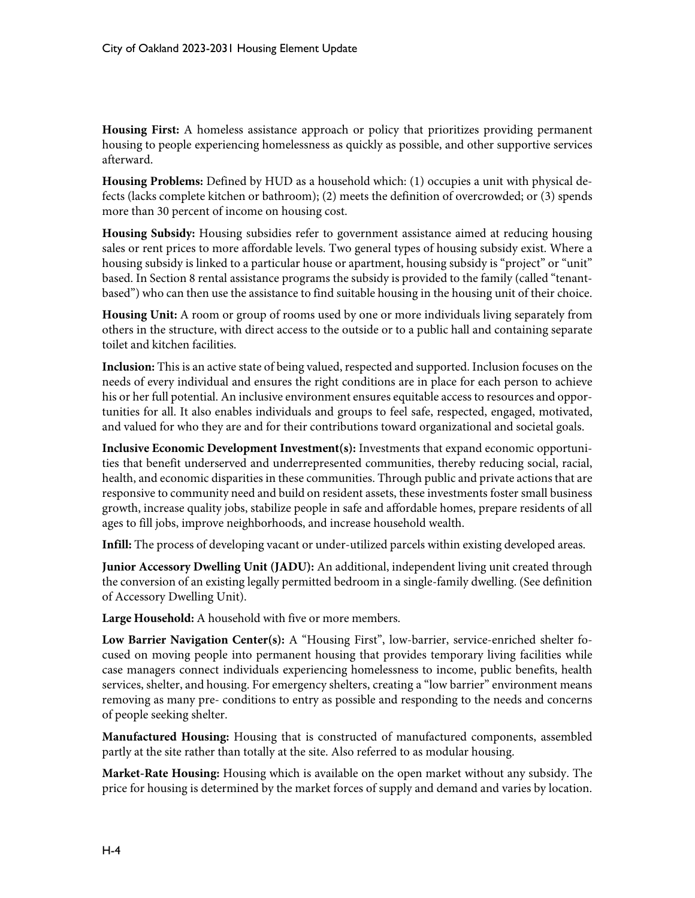**Housing First:** A homeless assistance approach or policy that prioritizes providing permanent housing to people experiencing homelessness as quickly as possible, and other supportive services afterward.

**Housing Problems:** Defined by HUD as a household which: (1) occupies a unit with physical defects (lacks complete kitchen or bathroom); (2) meets the definition of overcrowded; or (3) spends more than 30 percent of income on housing cost.

**Housing Subsidy:** Housing subsidies refer to government assistance aimed at reducing housing sales or rent prices to more affordable levels. Two general types of housing subsidy exist. Where a housing subsidy is linked to a particular house or apartment, housing subsidy is "project" or "unit" based. In Section 8 rental assistance programs the subsidy is provided to the family (called "tenant-based") who can then use the assistance to find suitable housing in the housing unit of their choice.

**Housing Unit:** A room or group of rooms used by one or more individuals living separately from others in the structure, with direct access to the outside or to a public hall and containing separate toilet and kitchen facilities.

**Inclusion:** This is an active state of being valued, respected and supported. Inclusion focuses on the needs of every individual and ensures the right conditions are in place for each person to achieve his or her full potential. An inclusive environment ensures equitable access to resources and opportunities for all. It also enables individuals and groups to feel safe, respected, engaged, motivated, and valued for who they are and for their contributions toward organizational and societal goals.

**Inclusive Economic Development Investment(s):** Investments that expand economic opportunities that benefit underserved and underrepresented communities, thereby reducing social, racial, health, and economic disparities in these communities. Through public and private actions that are responsive to community need and build on resident assets, these investments foster small business growth, increase quality jobs, stabilize people in safe and affordable homes, prepare residents of all ages to fill jobs, improve neighborhoods, and increase household wealth.

**Infill:** The process of developing vacant or under-utilized parcels within existing developed areas.

**Junior Accessory Dwelling Unit (JADU):** An additional, independent living unit created through the conversion of an existing legally permitted bedroom in a single-family dwelling. (See definition of Accessory Dwelling Unit).

**Large Household:** A household with five or more members.

**Low Barrier Navigation Center(s):** A "Housing First", low-barrier, service-enriched shelter focused on moving people into permanent housing that provides temporary living facilities while case managers connect individuals experiencing homelessness to income, public benefits, health services, shelter, and housing. For emergency shelters, creating a "low barrier" environment means removing as many pre- conditions to entry as possible and responding to the needs and concerns of people seeking shelter.

**Manufactured Housing:** Housing that is constructed of manufactured components, assembled partly at the site rather than totally at the site. Also referred to as modular housing.

**Market-Rate Housing:** Housing which is available on the open market without any subsidy. The price for housing is determined by the market forces of supply and demand and varies by location.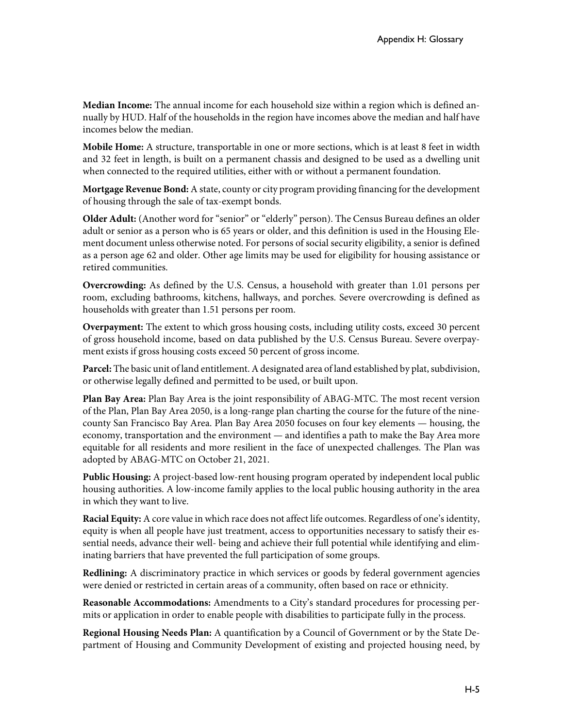**Median Income:** The annual income for each household size within a region which is defined annually by HUD. Half of the households in the region have incomes above the median and half have incomes below the median.

**Mobile Home:** A structure, transportable in one or more sections, which is at least 8 feet in width and 32 feet in length, is built on a permanent chassis and designed to be used as a dwelling unit when connected to the required utilities, either with or without a permanent foundation.

**Mortgage Revenue Bond:** A state, county or city program providing financing for the development of housing through the sale of tax-exempt bonds.

**Older Adult:** (Another word for "senior" or "elderly" person). The Census Bureau defines an older adult or senior as a person who is 65 years or older, and this definition is used in the Housing Element document unless otherwise noted. For persons of social security eligibility, a senior is defined as a person age 62 and older. Other age limits may be used for eligibility for housing assistance or retired communities.

**Overcrowding:** As defined by the U.S. Census, a household with greater than 1.01 persons per room, excluding bathrooms, kitchens, hallways, and porches. Severe overcrowding is defined as households with greater than 1.51 persons per room.

**Overpayment:** The extent to which gross housing costs, including utility costs, exceed 30 percent of gross household income, based on data published by the U.S. Census Bureau. Severe overpayment exists if gross housing costs exceed 50 percent of gross income.

**Parcel:** The basic unit of land entitlement. A designated area of land established by plat, subdivision, or otherwise legally defined and permitted to be used, or built upon.

**Plan Bay Area:** Plan Bay Area is the joint responsibility of ABAG-MTC. The most recent version of the Plan, Plan Bay Area 2050, is a long-range plan charting the course for the future of the nine-county San Francisco Bay Area. Plan Bay Area 2050 focuses on four key elements — housing, the economy, transportation and the environment — and identifies a path to make the Bay Area more equitable for all residents and more resilient in the face of unexpected challenges. The Plan was adopted by ABAG-MTC on October 21, 2021.

**Public Housing:** A project-based low-rent housing program operated by independent local public housing authorities. A low-income family applies to the local public housing authority in the area in which they want to live.

**Racial Equity:** A core value in which race does not affect life outcomes. Regardless of one's identity, equity is when all people have just treatment, access to opportunities necessary to satisfy their essential needs, advance their well- being and achieve their full potential while identifying and eliminating barriers that have prevented the full participation of some groups.

**Redlining:** A discriminatory practice in which services or goods by federal government agencies were denied or restricted in certain areas of a community, often based on race or ethnicity.

**Reasonable Accommodations:** Amendments to a City's standard procedures for processing permits or application in order to enable people with disabilities to participate fully in the process.

**Regional Housing Needs Plan:** A quantification by a Council of Government or by the State Department of Housing and Community Development of existing and projected housing need, by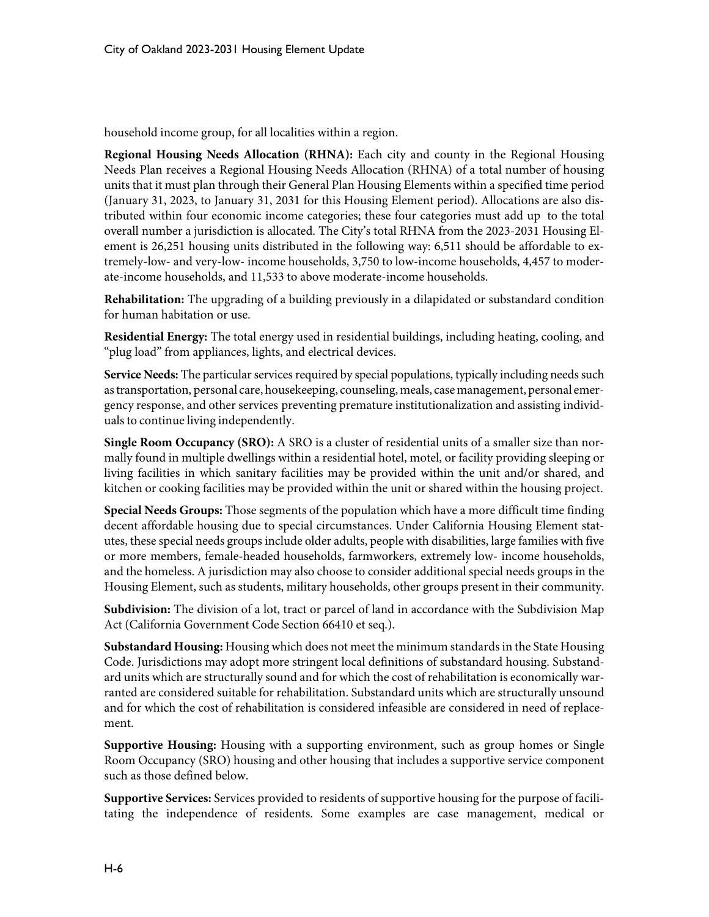household income group, for all localities within a region.

**Regional Housing Needs Allocation (RHNA):** Each city and county in the Regional Housing Needs Plan receives a Regional Housing Needs Allocation (RHNA) of a total number of housing units that it must plan through their General Plan Housing Elements within a specified time period (January 31, 2023, to January 31, 2031 for this Housing Element period). Allocations are also distributed within four economic income categories; these four categories must add up to the total overall number a jurisdiction is allocated. The City's total RHNA from the 2023-2031 Housing Element is 26,251 housing units distributed in the following way: 6,511 should be affordable to extremely-low- and very-low- income households, 3,750 to low-income households, 4,457 to moderate-income households, and 11,533 to above moderate-income households.

**Rehabilitation:** The upgrading of a building previously in a dilapidated or substandard condition for human habitation or use.

**Residential Energy:** The total energy used in residential buildings, including heating, cooling, and "plug load" from appliances, lights, and electrical devices.

**Service Needs:** The particular services required by special populations, typically including needs such as transportation, personal care, housekeeping, counseling, meals, case management, personal emergency response, and other services preventing premature institutionalization and assisting individuals to continue living independently.

**Single Room Occupancy (SRO):** A SRO is a cluster of residential units of a smaller size than normally found in multiple dwellings within a residential hotel, motel, or facility providing sleeping or living facilities in which sanitary facilities may be provided within the unit and/or shared, and kitchen or cooking facilities may be provided within the unit or shared within the housing project.

**Special Needs Groups:** Those segments of the population which have a more difficult time finding decent affordable housing due to special circumstances. Under California Housing Element statutes, these special needs groups include older adults, people with disabilities, large families with five or more members, female-headed households, farmworkers, extremely low- income households, and the homeless. A jurisdiction may also choose to consider additional special needs groups in the Housing Element, such as students, military households, other groups present in their community.

**Subdivision:** The division of a lot, tract or parcel of land in accordance with the Subdivision Map Act (California Government Code Section 66410 et seq.).

**Substandard Housing:** Housing which does not meet the minimum standards in the State Housing Code. Jurisdictions may adopt more stringent local definitions of substandard housing. Substandard units which are structurally sound and for which the cost of rehabilitation is economically warranted are considered suitable for rehabilitation. Substandard units which are structurally unsound and for which the cost of rehabilitation is considered infeasible are considered in need of replacement.

**Supportive Housing:** Housing with a supporting environment, such as group homes or Single Room Occupancy (SRO) housing and other housing that includes a supportive service component such as those defined below.

**Supportive Services:** Services provided to residents of supportive housing for the purpose of facilitating the independence of residents. Some examples are case management, medical or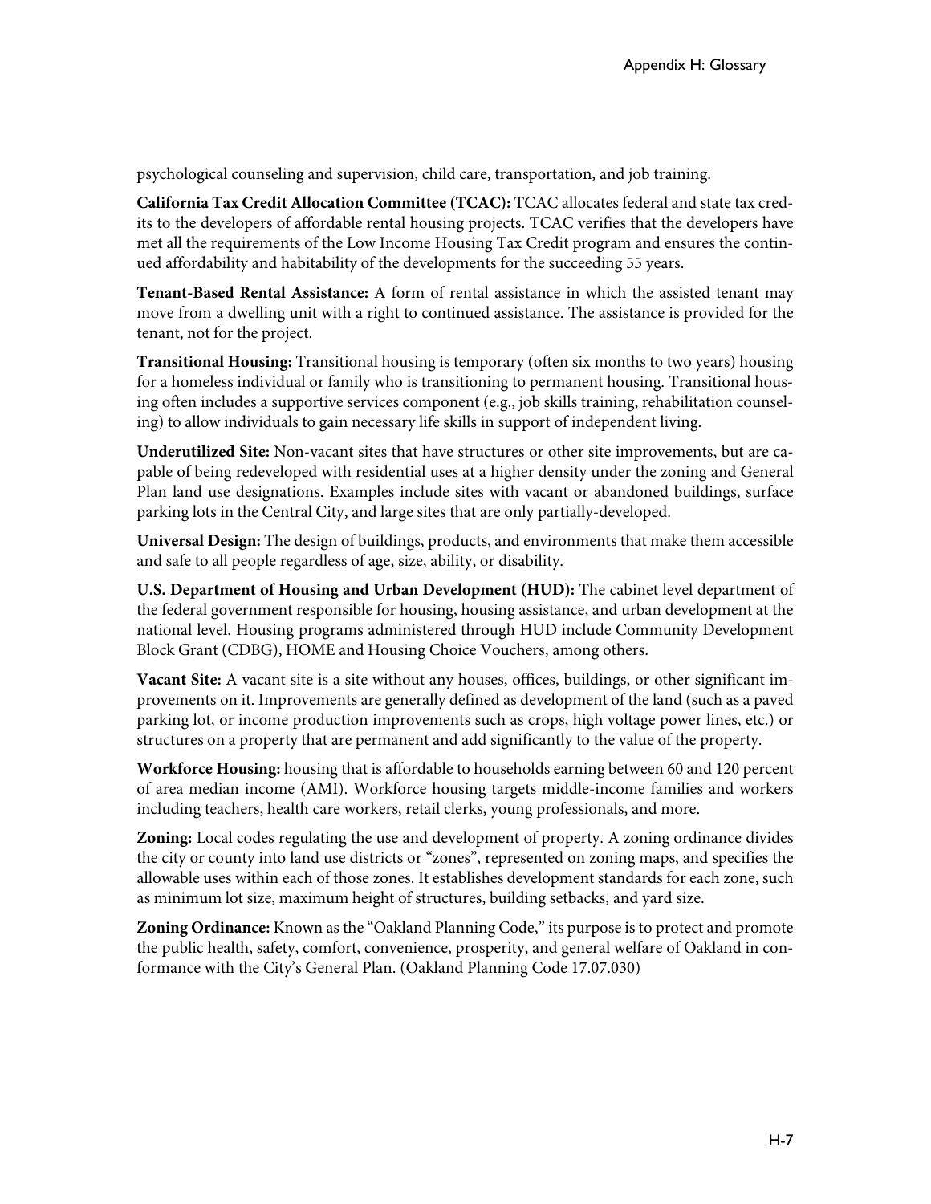psychological counseling and supervision, child care, transportation, and job training.

**California Tax Credit Allocation Committee (TCAC):** TCAC allocates federal and state tax credits to the developers of affordable rental housing projects. TCAC verifies that the developers have met all the requirements of the Low Income Housing Tax Credit program and ensures the continued affordability and habitability of the developments for the succeeding 55 years.

**Tenant-Based Rental Assistance:** A form of rental assistance in which the assisted tenant may move from a dwelling unit with a right to continued assistance. The assistance is provided for the tenant, not for the project.

**Transitional Housing:** Transitional housing is temporary (often six months to two years) housing for a homeless individual or family who is transitioning to permanent housing. Transitional housing often includes a supportive services component (e.g., job skills training, rehabilitation counseling) to allow individuals to gain necessary life skills in support of independent living.

**Underutilized Site:** Non-vacant sites that have structures or other site improvements, but are capable of being redeveloped with residential uses at a higher density under the zoning and General Plan land use designations. Examples include sites with vacant or abandoned buildings, surface parking lots in the Central City, and large sites that are only partially-developed.

**Universal Design:** The design of buildings, products, and environments that make them accessible and safe to all people regardless of age, size, ability, or disability.

**U.S. Department of Housing and Urban Development (HUD):** The cabinet level department of the federal government responsible for housing, housing assistance, and urban development at the national level. Housing programs administered through HUD include Community Development Block Grant (CDBG), HOME and Housing Choice Vouchers, among others.

**Vacant Site:** A vacant site is a site without any houses, offices, buildings, or other significant improvements on it. Improvements are generally defined as development of the land (such as a paved parking lot, or income production improvements such as crops, high voltage power lines, etc.) or structures on a property that are permanent and add significantly to the value of the property.

**Workforce Housing:** housing that is affordable to households earning between 60 and 120 percent of area median income (AMI). Workforce housing targets middle-income families and workers including teachers, health care workers, retail clerks, young professionals, and more.

**Zoning:** Local codes regulating the use and development of property. A zoning ordinance divides the city or county into land use districts or "zones", represented on zoning maps, and specifies the allowable uses within each of those zones. It establishes development standards for each zone, such as minimum lot size, maximum height of structures, building setbacks, and yard size.

**Zoning Ordinance:** Known as the "Oakland Planning Code," its purpose is to protect and promote the public health, safety, comfort, convenience, prosperity, and general welfare of Oakland in conformance with the City's General Plan. (Oakland Planning Code 17.07.030)